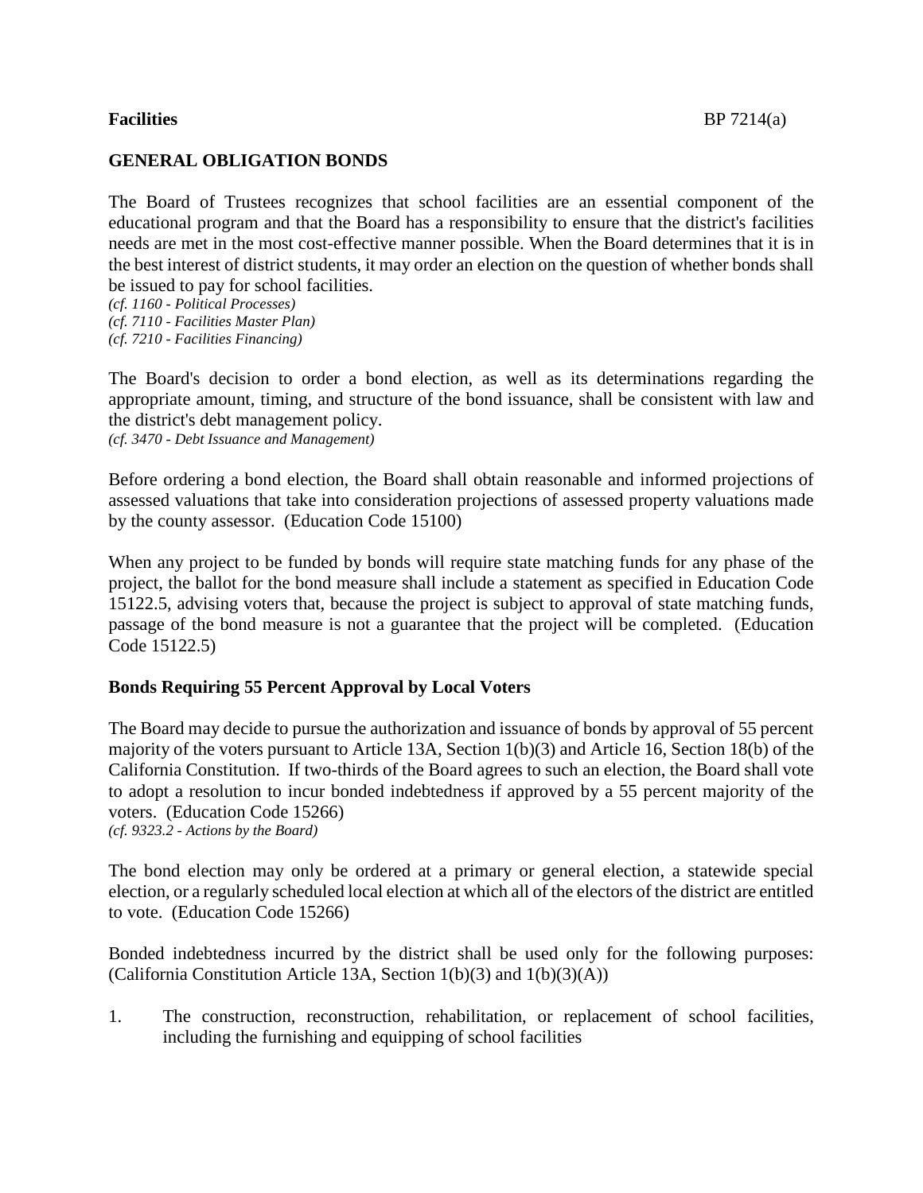**Facilities** BP 7214(a)

## GENERAL OBLIGATION BONDS

The Board of Trustees recognizes that school facilities are an essential component of the educational program and that the Board has a responsibility to ensure that the district's facilities needs are met in the most cost-effective manner possible. When the Board determines that it is in the best interest of district students, it may order an election on the question of whether bonds shall be issued to pay for school facilities.

*(cf. 1160 - Political Processes)*
*(cf. 7110 - Facilities Master Plan)*
*(cf. 7210 - Facilities Financing)*

The Board's decision to order a bond election, as well as its determinations regarding the appropriate amount, timing, and structure of the bond issuance, shall be consistent with law and the district's debt management policy.

*(cf. 3470 - Debt Issuance and Management)*

Before ordering a bond election, the Board shall obtain reasonable and informed projections of assessed valuations that take into consideration projections of assessed property valuations made by the county assessor. (Education Code 15100)

When any project to be funded by bonds will require state matching funds for any phase of the project, the ballot for the bond measure shall include a statement as specified in Education Code 15122.5, advising voters that, because the project is subject to approval of state matching funds, passage of the bond measure is not a guarantee that the project will be completed. (Education Code 15122.5)

### Bonds Requiring 55 Percent Approval by Local Voters

The Board may decide to pursue the authorization and issuance of bonds by approval of 55 percent majority of the voters pursuant to Article 13A, Section 1(b)(3) and Article 16, Section 18(b) of the California Constitution. If two-thirds of the Board agrees to such an election, the Board shall vote to adopt a resolution to incur bonded indebtedness if approved by a 55 percent majority of the voters. (Education Code 15266)

*(cf. 9323.2 - Actions by the Board)*

The bond election may only be ordered at a primary or general election, a statewide special election, or a regularly scheduled local election at which all of the electors of the district are entitled to vote. (Education Code 15266)

Bonded indebtedness incurred by the district shall be used only for the following purposes: (California Constitution Article 13A, Section 1(b)(3) and 1(b)(3)(A))

1. The construction, reconstruction, rehabilitation, or replacement of school facilities, including the furnishing and equipping of school facilities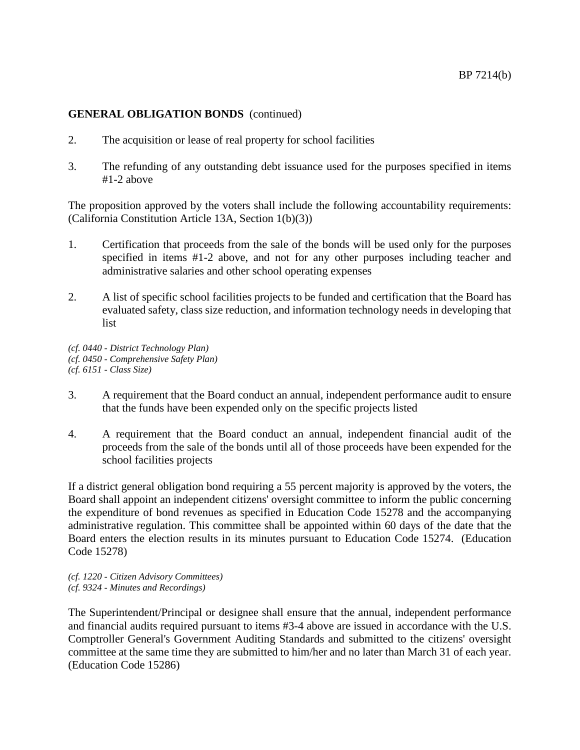**GENERAL OBLIGATION BONDS** (continued)

2. The acquisition or lease of real property for school facilities

3. The refunding of any outstanding debt issuance used for the purposes specified in items #1-2 above

The proposition approved by the voters shall include the following accountability requirements: (California Constitution Article 13A, Section 1(b)(3))

1. Certification that proceeds from the sale of the bonds will be used only for the purposes specified in items #1-2 above, and not for any other purposes including teacher and administrative salaries and other school operating expenses

2. A list of specific school facilities projects to be funded and certification that the Board has evaluated safety, class size reduction, and information technology needs in developing that list

*(cf. 0440 - District Technology Plan)*
*(cf. 0450 - Comprehensive Safety Plan)*
*(cf. 6151 - Class Size)*

3. A requirement that the Board conduct an annual, independent performance audit to ensure that the funds have been expended only on the specific projects listed

4. A requirement that the Board conduct an annual, independent financial audit of the proceeds from the sale of the bonds until all of those proceeds have been expended for the school facilities projects

If a district general obligation bond requiring a 55 percent majority is approved by the voters, the Board shall appoint an independent citizens' oversight committee to inform the public concerning the expenditure of bond revenues as specified in Education Code 15278 and the accompanying administrative regulation. This committee shall be appointed within 60 days of the date that the Board enters the election results in its minutes pursuant to Education Code 15274. (Education Code 15278)

*(cf. 1220 - Citizen Advisory Committees)*
*(cf. 9324 - Minutes and Recordings)*

The Superintendent/Principal or designee shall ensure that the annual, independent performance and financial audits required pursuant to items #3-4 above are issued in accordance with the U.S. Comptroller General's Government Auditing Standards and submitted to the citizens' oversight committee at the same time they are submitted to him/her and no later than March 31 of each year. (Education Code 15286)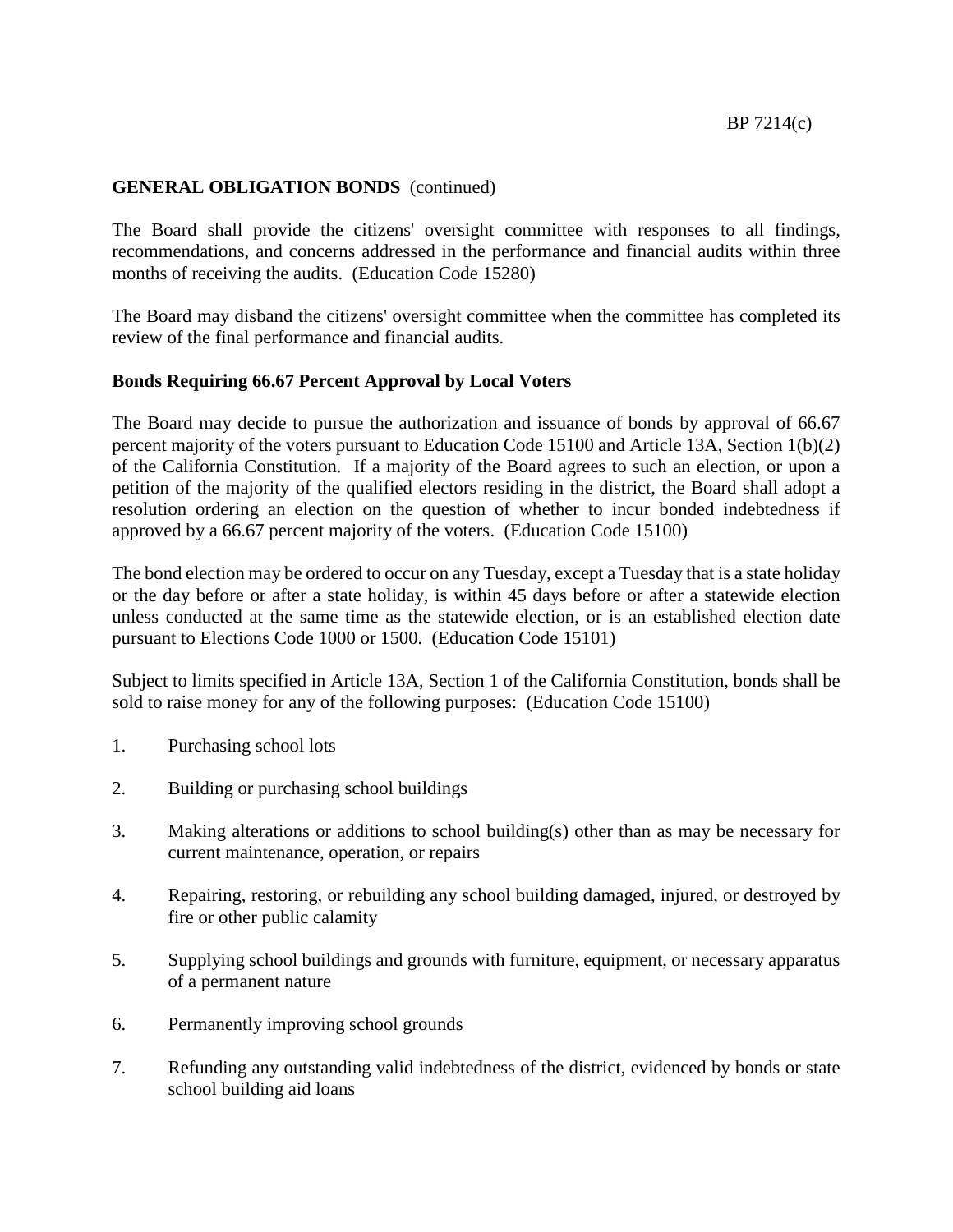**GENERAL OBLIGATION BONDS** (continued)

The Board shall provide the citizens' oversight committee with responses to all findings, recommendations, and concerns addressed in the performance and financial audits within three months of receiving the audits. (Education Code 15280)

The Board may disband the citizens' oversight committee when the committee has completed its review of the final performance and financial audits.

**Bonds Requiring 66.67 Percent Approval by Local Voters**

The Board may decide to pursue the authorization and issuance of bonds by approval of 66.67 percent majority of the voters pursuant to Education Code 15100 and Article 13A, Section 1(b)(2) of the California Constitution. If a majority of the Board agrees to such an election, or upon a petition of the majority of the qualified electors residing in the district, the Board shall adopt a resolution ordering an election on the question of whether to incur bonded indebtedness if approved by a 66.67 percent majority of the voters. (Education Code 15100)

The bond election may be ordered to occur on any Tuesday, except a Tuesday that is a state holiday or the day before or after a state holiday, is within 45 days before or after a statewide election unless conducted at the same time as the statewide election, or is an established election date pursuant to Elections Code 1000 or 1500. (Education Code 15101)

Subject to limits specified in Article 13A, Section 1 of the California Constitution, bonds shall be sold to raise money for any of the following purposes: (Education Code 15100)

1. Purchasing school lots
2. Building or purchasing school buildings
3. Making alterations or additions to school building(s) other than as may be necessary for current maintenance, operation, or repairs
4. Repairing, restoring, or rebuilding any school building damaged, injured, or destroyed by fire or other public calamity
5. Supplying school buildings and grounds with furniture, equipment, or necessary apparatus of a permanent nature
6. Permanently improving school grounds
7. Refunding any outstanding valid indebtedness of the district, evidenced by bonds or state school building aid loans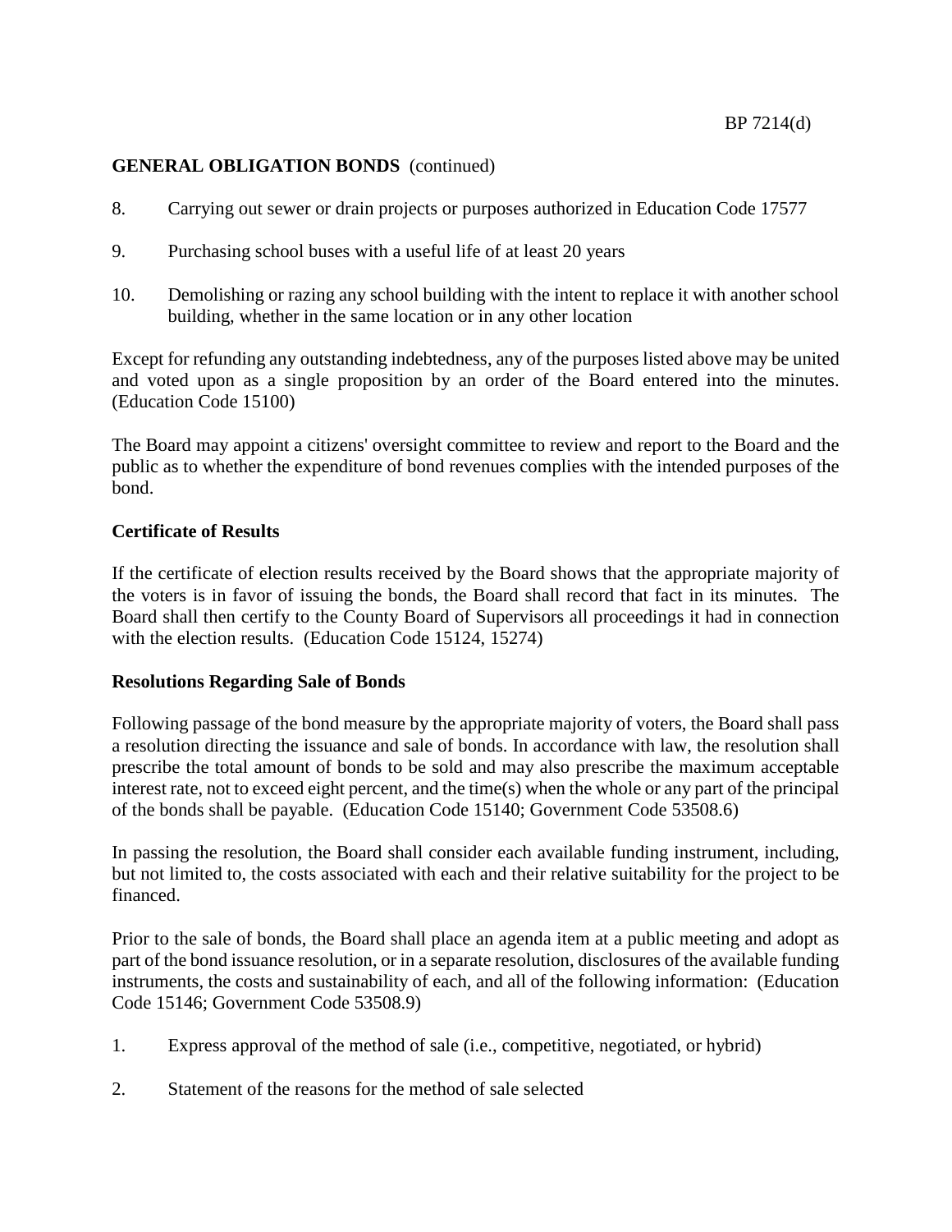**GENERAL OBLIGATION BONDS** (continued)

8. Carrying out sewer or drain projects or purposes authorized in Education Code 17577

9. Purchasing school buses with a useful life of at least 20 years

10. Demolishing or razing any school building with the intent to replace it with another school building, whether in the same location or in any other location

Except for refunding any outstanding indebtedness, any of the purposes listed above may be united and voted upon as a single proposition by an order of the Board entered into the minutes. (Education Code 15100)

The Board may appoint a citizens' oversight committee to review and report to the Board and the public as to whether the expenditure of bond revenues complies with the intended purposes of the bond.

**Certificate of Results**

If the certificate of election results received by the Board shows that the appropriate majority of the voters is in favor of issuing the bonds, the Board shall record that fact in its minutes. The Board shall then certify to the County Board of Supervisors all proceedings it had in connection with the election results. (Education Code 15124, 15274)

**Resolutions Regarding Sale of Bonds**

Following passage of the bond measure by the appropriate majority of voters, the Board shall pass a resolution directing the issuance and sale of bonds. In accordance with law, the resolution shall prescribe the total amount of bonds to be sold and may also prescribe the maximum acceptable interest rate, not to exceed eight percent, and the time(s) when the whole or any part of the principal of the bonds shall be payable. (Education Code 15140; Government Code 53508.6)

In passing the resolution, the Board shall consider each available funding instrument, including, but not limited to, the costs associated with each and their relative suitability for the project to be financed.

Prior to the sale of bonds, the Board shall place an agenda item at a public meeting and adopt as part of the bond issuance resolution, or in a separate resolution, disclosures of the available funding instruments, the costs and sustainability of each, and all of the following information: (Education Code 15146; Government Code 53508.9)

1. Express approval of the method of sale (i.e., competitive, negotiated, or hybrid)

2. Statement of the reasons for the method of sale selected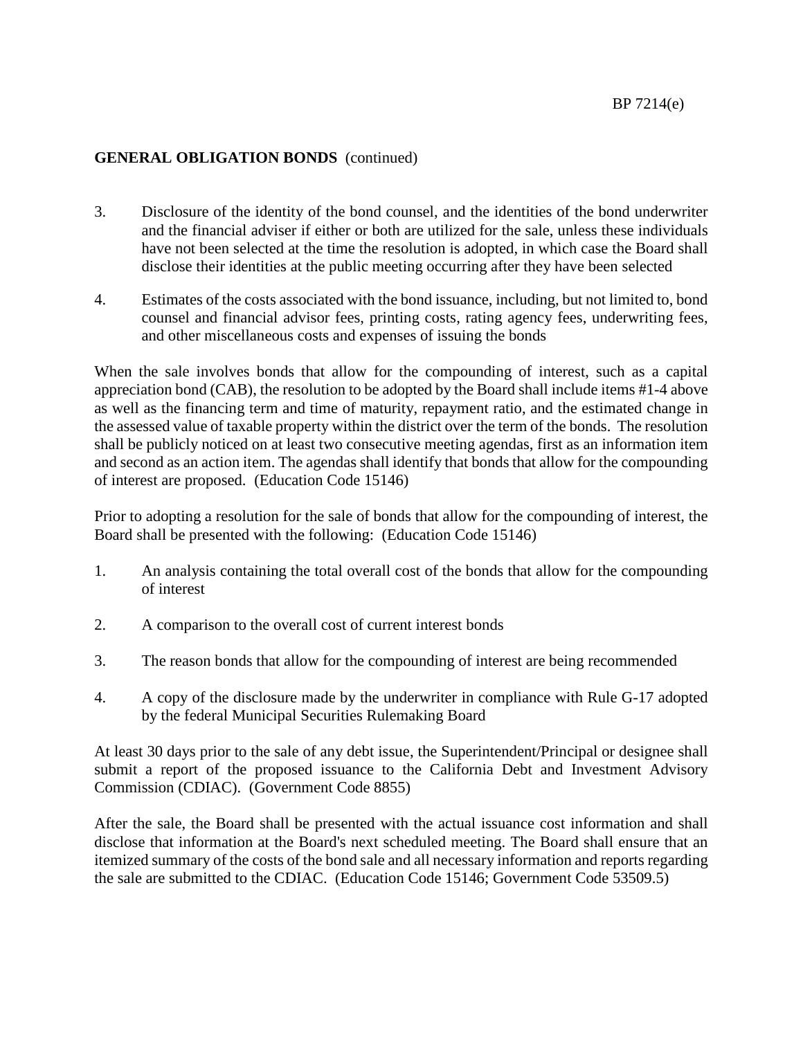**GENERAL OBLIGATION BONDS** (continued)

3. Disclosure of the identity of the bond counsel, and the identities of the bond underwriter and the financial adviser if either or both are utilized for the sale, unless these individuals have not been selected at the time the resolution is adopted, in which case the Board shall disclose their identities at the public meeting occurring after they have been selected

4. Estimates of the costs associated with the bond issuance, including, but not limited to, bond counsel and financial advisor fees, printing costs, rating agency fees, underwriting fees, and other miscellaneous costs and expenses of issuing the bonds

When the sale involves bonds that allow for the compounding of interest, such as a capital appreciation bond (CAB), the resolution to be adopted by the Board shall include items #1-4 above as well as the financing term and time of maturity, repayment ratio, and the estimated change in the assessed value of taxable property within the district over the term of the bonds. The resolution shall be publicly noticed on at least two consecutive meeting agendas, first as an information item and second as an action item. The agendas shall identify that bonds that allow for the compounding of interest are proposed. (Education Code 15146)

Prior to adopting a resolution for the sale of bonds that allow for the compounding of interest, the Board shall be presented with the following: (Education Code 15146)

1. An analysis containing the total overall cost of the bonds that allow for the compounding of interest

2. A comparison to the overall cost of current interest bonds

3. The reason bonds that allow for the compounding of interest are being recommended

4. A copy of the disclosure made by the underwriter in compliance with Rule G-17 adopted by the federal Municipal Securities Rulemaking Board

At least 30 days prior to the sale of any debt issue, the Superintendent/Principal or designee shall submit a report of the proposed issuance to the California Debt and Investment Advisory Commission (CDIAC). (Government Code 8855)

After the sale, the Board shall be presented with the actual issuance cost information and shall disclose that information at the Board's next scheduled meeting. The Board shall ensure that an itemized summary of the costs of the bond sale and all necessary information and reports regarding the sale are submitted to the CDIAC. (Education Code 15146; Government Code 53509.5)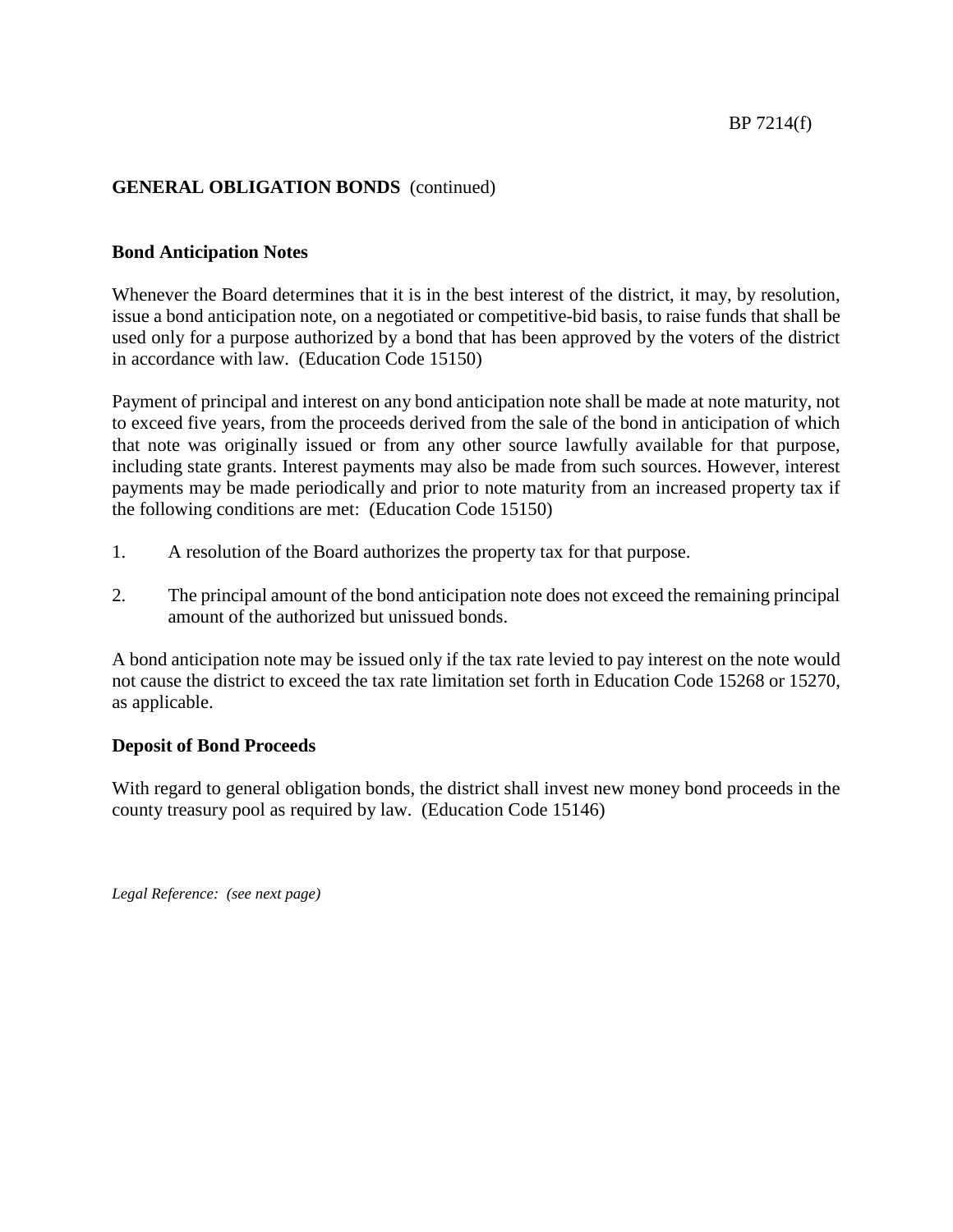**GENERAL OBLIGATION BONDS** (continued)

**Bond Anticipation Notes**

Whenever the Board determines that it is in the best interest of the district, it may, by resolution, issue a bond anticipation note, on a negotiated or competitive-bid basis, to raise funds that shall be used only for a purpose authorized by a bond that has been approved by the voters of the district in accordance with law. (Education Code 15150)

Payment of principal and interest on any bond anticipation note shall be made at note maturity, not to exceed five years, from the proceeds derived from the sale of the bond in anticipation of which that note was originally issued or from any other source lawfully available for that purpose, including state grants. Interest payments may also be made from such sources. However, interest payments may be made periodically and prior to note maturity from an increased property tax if the following conditions are met: (Education Code 15150)

1. A resolution of the Board authorizes the property tax for that purpose.
2. The principal amount of the bond anticipation note does not exceed the remaining principal amount of the authorized but unissued bonds.

A bond anticipation note may be issued only if the tax rate levied to pay interest on the note would not cause the district to exceed the tax rate limitation set forth in Education Code 15268 or 15270, as applicable.

**Deposit of Bond Proceeds**

With regard to general obligation bonds, the district shall invest new money bond proceeds in the county treasury pool as required by law. (Education Code 15146)

*Legal Reference: (see next page)*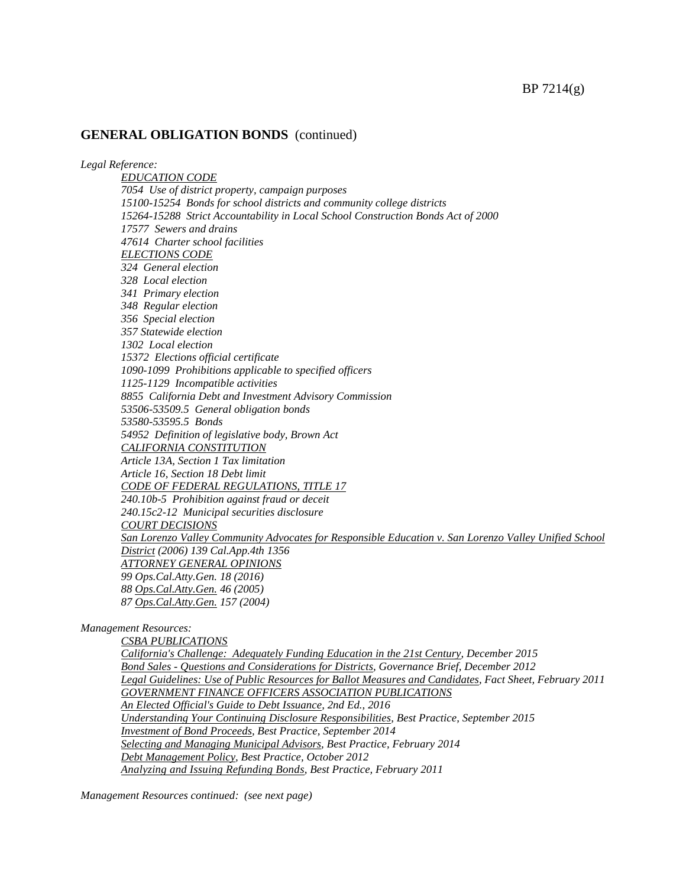## GENERAL OBLIGATION BONDS (continued)

*Legal Reference:*

*EDUCATION CODE*
*7054 Use of district property, campaign purposes*
*15100-15254 Bonds for school districts and community college districts*
*15264-15288 Strict Accountability in Local School Construction Bonds Act of 2000*
*17577 Sewers and drains*
*47614 Charter school facilities*
*ELECTIONS CODE*
*324 General election*
*328 Local election*
*341 Primary election*
*348 Regular election*
*356 Special election*
*357 Statewide election*
*1302 Local election*
*15372 Elections official certificate*
*1090-1099 Prohibitions applicable to specified officers*
*1125-1129 Incompatible activities*
*8855 California Debt and Investment Advisory Commission*
*53506-53509.5 General obligation bonds*
*53580-53595.5 Bonds*
*54952 Definition of legislative body, Brown Act*
*CALIFORNIA CONSTITUTION*
*Article 13A, Section 1 Tax limitation*
*Article 16, Section 18 Debt limit*
*CODE OF FEDERAL REGULATIONS, TITLE 17*
*240.10b-5 Prohibition against fraud or deceit*
*240.15c2-12 Municipal securities disclosure*
*COURT DECISIONS*
*San Lorenzo Valley Community Advocates for Responsible Education v. San Lorenzo Valley Unified School District (2006) 139 Cal.App.4th 1356*
*ATTORNEY GENERAL OPINIONS*
*99 Ops.Cal.Atty.Gen. 18 (2016)*
*88 Ops.Cal.Atty.Gen. 46 (2005)*
*87 Ops.Cal.Atty.Gen. 157 (2004)*

*Management Resources:*

*CSBA PUBLICATIONS*
*California's Challenge: Adequately Funding Education in the 21st Century, December 2015*
*Bond Sales - Questions and Considerations for Districts, Governance Brief, December 2012*
*Legal Guidelines: Use of Public Resources for Ballot Measures and Candidates, Fact Sheet, February 2011*
*GOVERNMENT FINANCE OFFICERS ASSOCIATION PUBLICATIONS*
*An Elected Official's Guide to Debt Issuance, 2nd Ed., 2016*
*Understanding Your Continuing Disclosure Responsibilities, Best Practice, September 2015*
*Investment of Bond Proceeds, Best Practice, September 2014*
*Selecting and Managing Municipal Advisors, Best Practice, February 2014*
*Debt Management Policy, Best Practice, October 2012*
*Analyzing and Issuing Refunding Bonds, Best Practice, February 2011*

*Management Resources continued: (see next page)*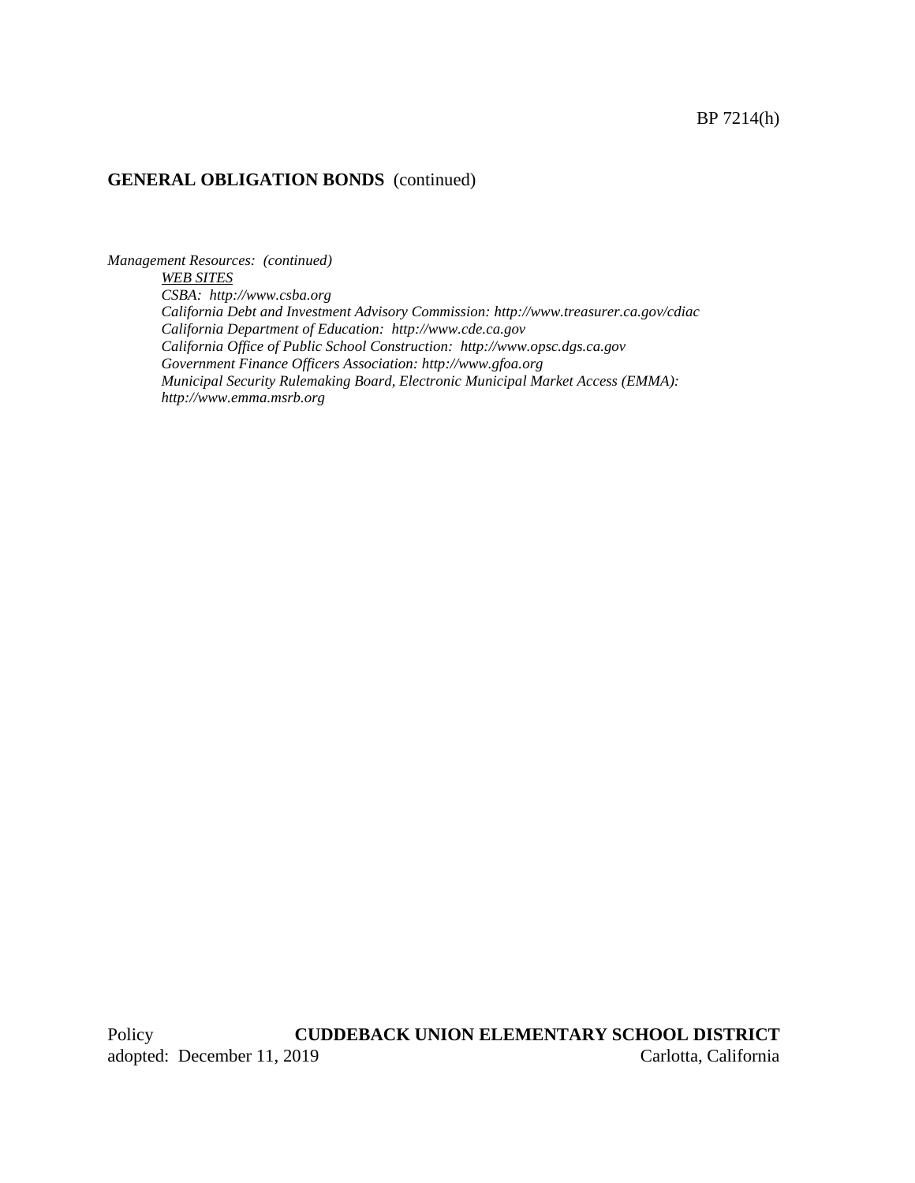*Management Resources: (continued)*

*WEB SITES*

*CSBA: http://www.csba.org*

*California Debt and Investment Advisory Commission: http://www.treasurer.ca.gov/cdiac*

*California Department of Education: http://www.cde.ca.gov*

*California Office of Public School Construction: http://www.opsc.dgs.ca.gov*

*Government Finance Officers Association: http://www.gfoa.org*

*Municipal Security Rulemaking Board, Electronic Municipal Market Access (EMMA): http://www.emma.msrb.org*

Policy **CUDDEBACK UNION ELEMENTARY SCHOOL DISTRICT**
adopted: December 11, 2019 Carlotta, California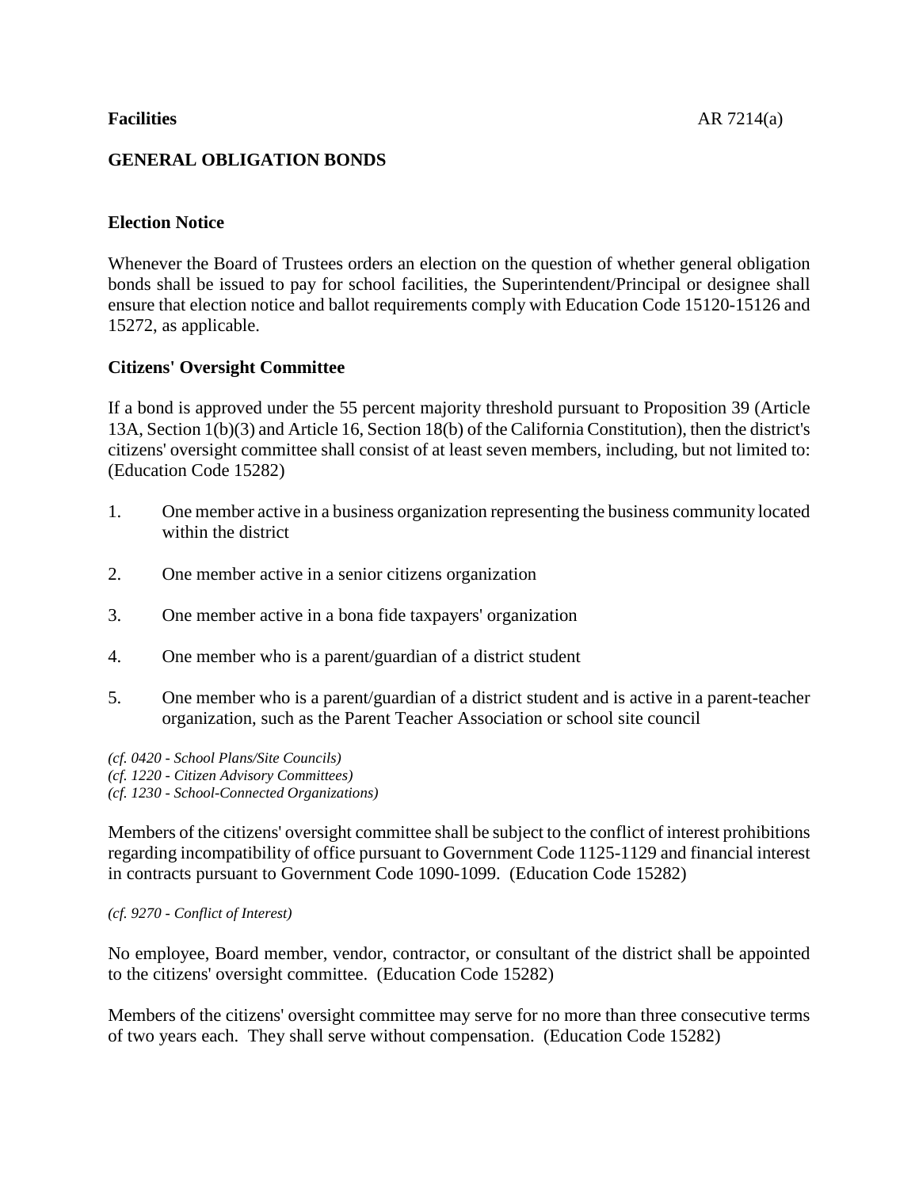**Facilities** AR 7214(a)

## GENERAL OBLIGATION BONDS

### Election Notice

Whenever the Board of Trustees orders an election on the question of whether general obligation bonds shall be issued to pay for school facilities, the Superintendent/Principal or designee shall ensure that election notice and ballot requirements comply with Education Code 15120-15126 and 15272, as applicable.

### Citizens' Oversight Committee

If a bond is approved under the 55 percent majority threshold pursuant to Proposition 39 (Article 13A, Section 1(b)(3) and Article 16, Section 18(b) of the California Constitution), then the district's citizens' oversight committee shall consist of at least seven members, including, but not limited to: (Education Code 15282)

1. One member active in a business organization representing the business community located within the district
2. One member active in a senior citizens organization
3. One member active in a bona fide taxpayers' organization
4. One member who is a parent/guardian of a district student
5. One member who is a parent/guardian of a district student and is active in a parent-teacher organization, such as the Parent Teacher Association or school site council

*(cf. 0420 - School Plans/Site Councils)*
*(cf. 1220 - Citizen Advisory Committees)*
*(cf. 1230 - School-Connected Organizations)*

Members of the citizens' oversight committee shall be subject to the conflict of interest prohibitions regarding incompatibility of office pursuant to Government Code 1125-1129 and financial interest in contracts pursuant to Government Code 1090-1099. (Education Code 15282)

*(cf. 9270 - Conflict of Interest)*

No employee, Board member, vendor, contractor, or consultant of the district shall be appointed to the citizens' oversight committee. (Education Code 15282)

Members of the citizens' oversight committee may serve for no more than three consecutive terms of two years each. They shall serve without compensation. (Education Code 15282)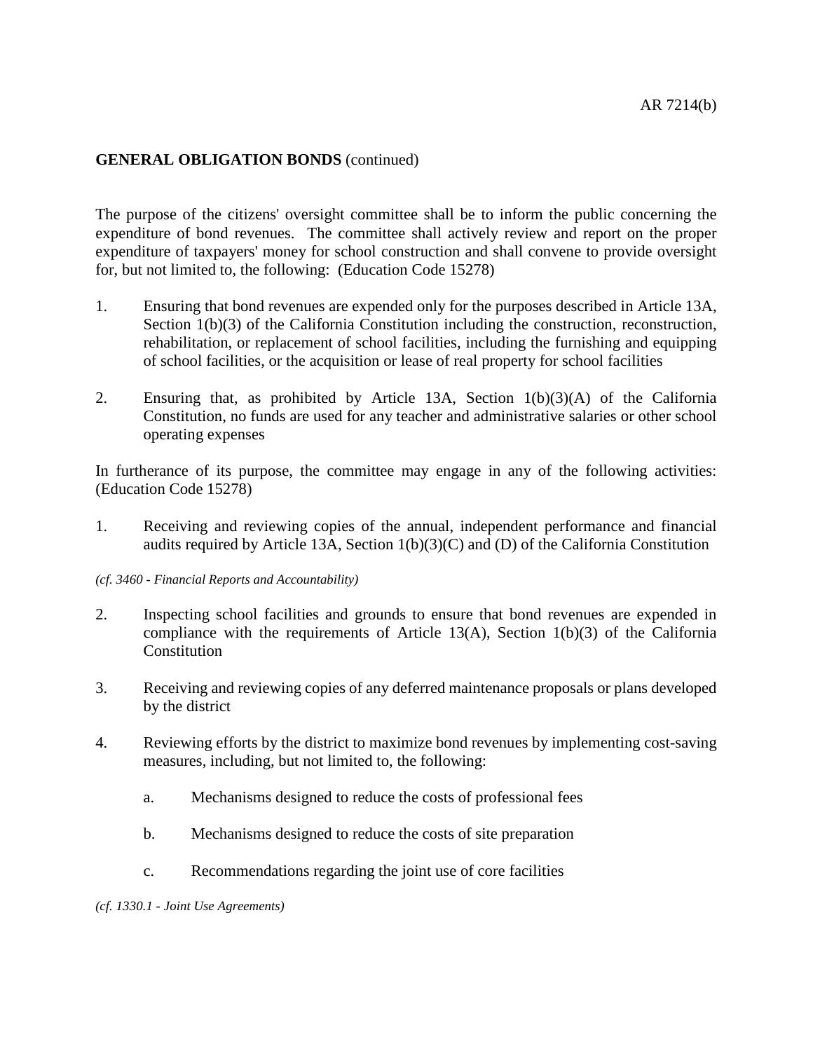**GENERAL OBLIGATION BONDS** (continued)

The purpose of the citizens' oversight committee shall be to inform the public concerning the expenditure of bond revenues. The committee shall actively review and report on the proper expenditure of taxpayers' money for school construction and shall convene to provide oversight for, but not limited to, the following: (Education Code 15278)

1. Ensuring that bond revenues are expended only for the purposes described in Article 13A, Section 1(b)(3) of the California Constitution including the construction, reconstruction, rehabilitation, or replacement of school facilities, including the furnishing and equipping of school facilities, or the acquisition or lease of real property for school facilities

2. Ensuring that, as prohibited by Article 13A, Section 1(b)(3)(A) of the California Constitution, no funds are used for any teacher and administrative salaries or other school operating expenses

In furtherance of its purpose, the committee may engage in any of the following activities: (Education Code 15278)

1. Receiving and reviewing copies of the annual, independent performance and financial audits required by Article 13A, Section 1(b)(3)(C) and (D) of the California Constitution

*(cf. 3460 - Financial Reports and Accountability)*

2. Inspecting school facilities and grounds to ensure that bond revenues are expended in compliance with the requirements of Article 13(A), Section 1(b)(3) of the California Constitution

3. Receiving and reviewing copies of any deferred maintenance proposals or plans developed by the district

4. Reviewing efforts by the district to maximize bond revenues by implementing cost-saving measures, including, but not limited to, the following:

    a. Mechanisms designed to reduce the costs of professional fees

    b. Mechanisms designed to reduce the costs of site preparation

    c. Recommendations regarding the joint use of core facilities

*(cf. 1330.1 - Joint Use Agreements)*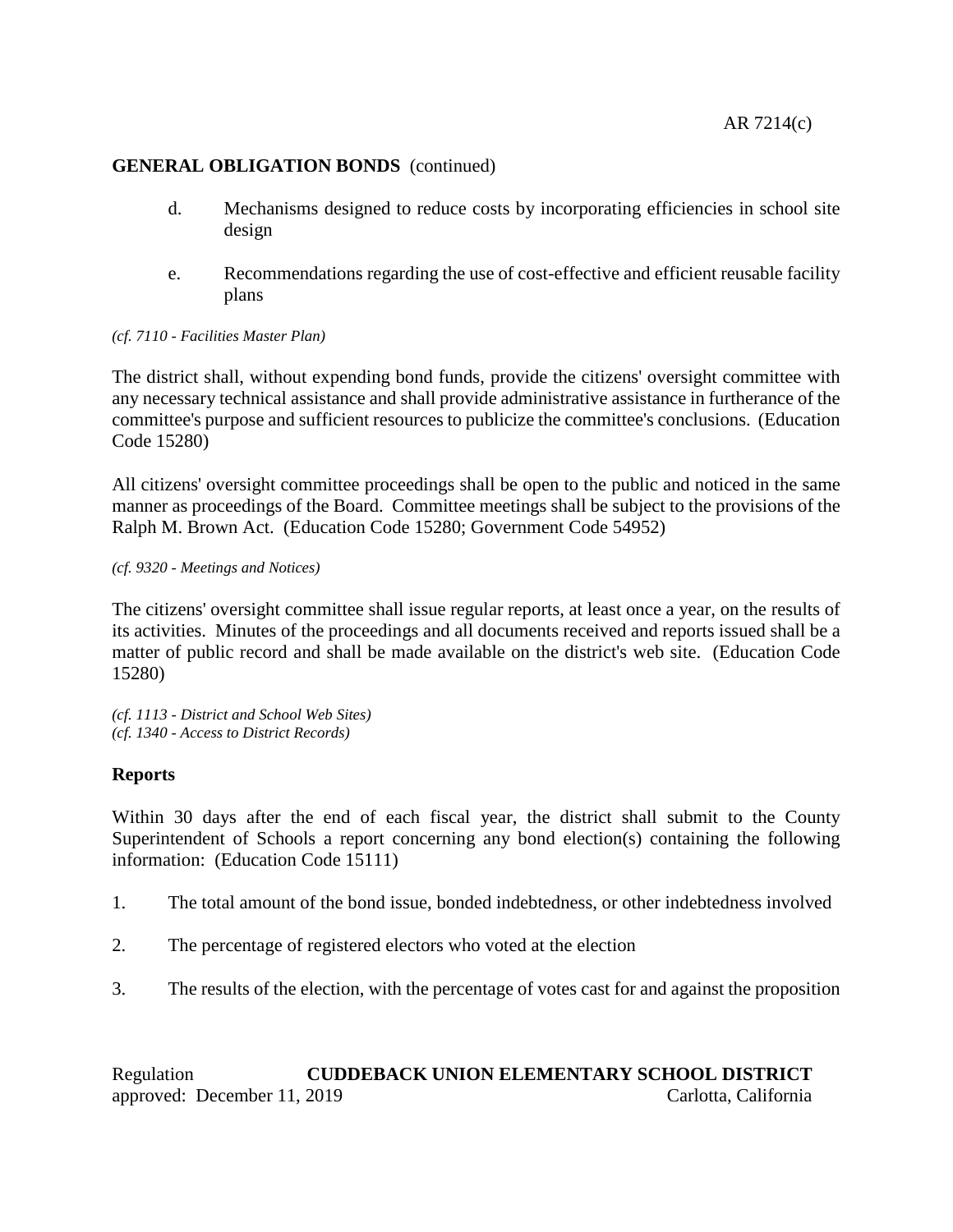d. Mechanisms designed to reduce costs by incorporating efficiencies in school site design

e. Recommendations regarding the use of cost-effective and efficient reusable facility plans

*(cf. 7110 - Facilities Master Plan)*

The district shall, without expending bond funds, provide the citizens' oversight committee with any necessary technical assistance and shall provide administrative assistance in furtherance of the committee's purpose and sufficient resources to publicize the committee's conclusions. (Education Code 15280)

All citizens' oversight committee proceedings shall be open to the public and noticed in the same manner as proceedings of the Board. Committee meetings shall be subject to the provisions of the Ralph M. Brown Act. (Education Code 15280; Government Code 54952)

*(cf. 9320 - Meetings and Notices)*

The citizens' oversight committee shall issue regular reports, at least once a year, on the results of its activities. Minutes of the proceedings and all documents received and reports issued shall be a matter of public record and shall be made available on the district's web site. (Education Code 15280)

*(cf. 1113 - District and School Web Sites)*
*(cf. 1340 - Access to District Records)*

**Reports**

Within 30 days after the end of each fiscal year, the district shall submit to the County Superintendent of Schools a report concerning any bond election(s) containing the following information: (Education Code 15111)

1. The total amount of the bond issue, bonded indebtedness, or other indebtedness involved

2. The percentage of registered electors who voted at the election

3. The results of the election, with the percentage of votes cast for and against the proposition

Regulation **CUDDEBACK UNION ELEMENTARY SCHOOL DISTRICT**
approved: December 11, 2019 Carlotta, California